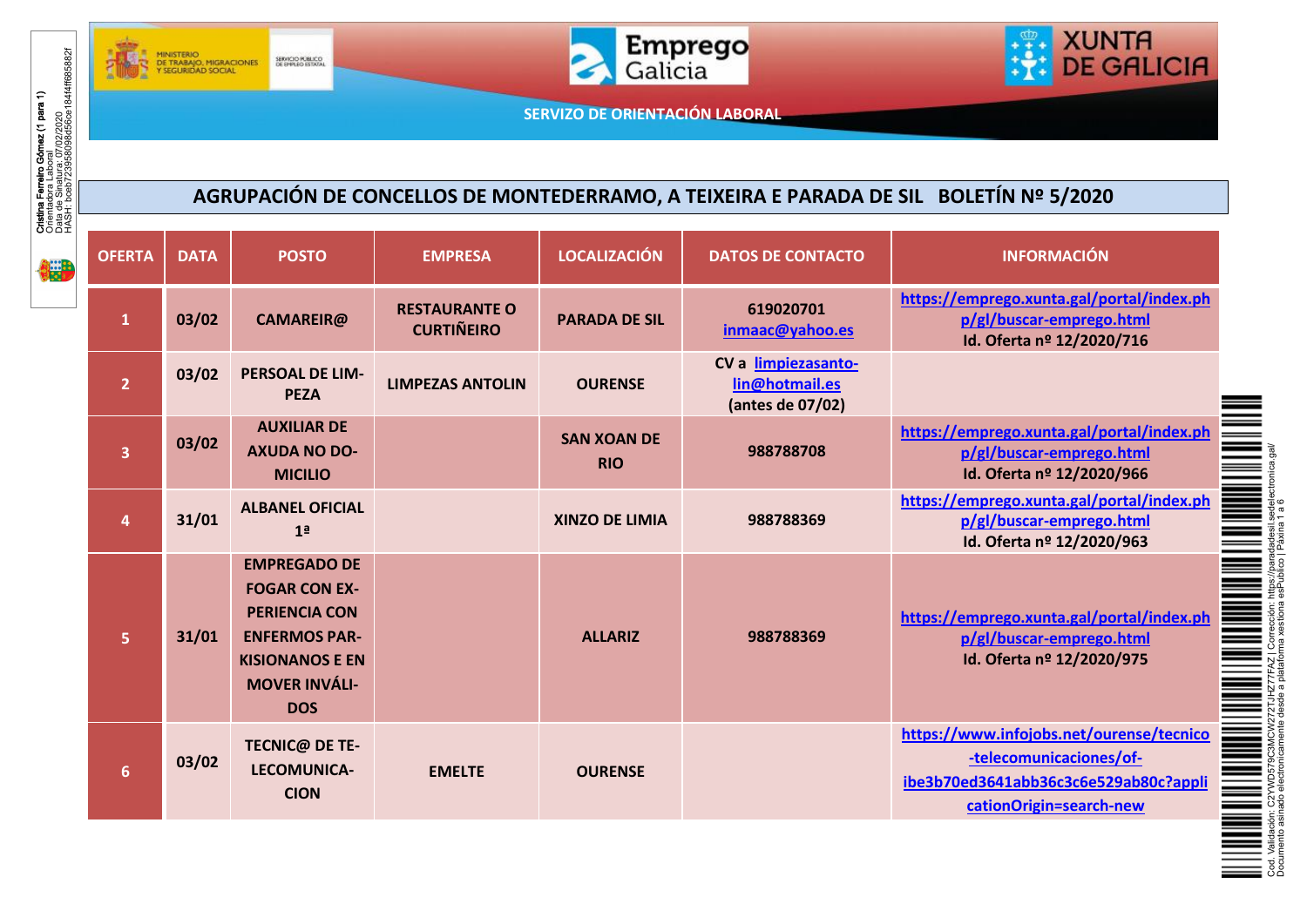SERVIZO DE ORIENTACIÓN LABORAL

## AGRUPACIÓN DE CONCELLOS DE MONTEDERRAMO, A TEIXEIRA E PARADA DE SIL BOLETÍN Nº 5/2020

| OFERTA | DATA | POSTO | EMPRESA | LOCALIZACIÓN | DATOS DE CONTACTO | INFORMACIÓN |
|---|---|---|---|---|---|---|
| 1 | 03/02 | CAMAREIR@ | RESTAURANTE O CURTIÑEIRO | PARADA DE SIL | 619020701 inmaac@yahoo.es | https://emprego.xunta.gal/portal/index.php/gl/buscar-emprego.html Id. Oferta nº 12/2020/716 |
| 2 | 03/02 | PERSOAL DE LIMPEZA | LIMPEZAS ANTOLIN | OURENSE | CV a limpiezasantolin@hotmail.es (antes de 07/02) | |
| 3 | 03/02 | AUXILIAR DE AXUDA NO DOMICILIO | | SAN XOAN DE RIO | 988788708 | https://emprego.xunta.gal/portal/index.php/gl/buscar-emprego.html Id. Oferta nº 12/2020/966 |
| 4 | 31/01 | ALBANEL OFICIAL 1ª | | XINZO DE LIMIA | 988788369 | https://emprego.xunta.gal/portal/index.php/gl/buscar-emprego.html Id. Oferta nº 12/2020/963 |
| 5 | 31/01 | EMPREGADO DE FOGAR CON EXPERIENCIA CON ENFERMOS PARKISIONANOS E EN MOVER INVÁLIDOS | | ALLARIZ | 988788369 | https://emprego.xunta.gal/portal/index.php/gl/buscar-emprego.html Id. Oferta nº 12/2020/975 |
| 6 | 03/02 | TECNIC@ DE TELECOMUNICACION | EMELTE | OURENSE | | https://www.infojobs.net/ourense/tecnico-telecomunicaciones/of-ibe3b70ed3641abb36c3c6e529ab80c?applicationOrigin=search-new |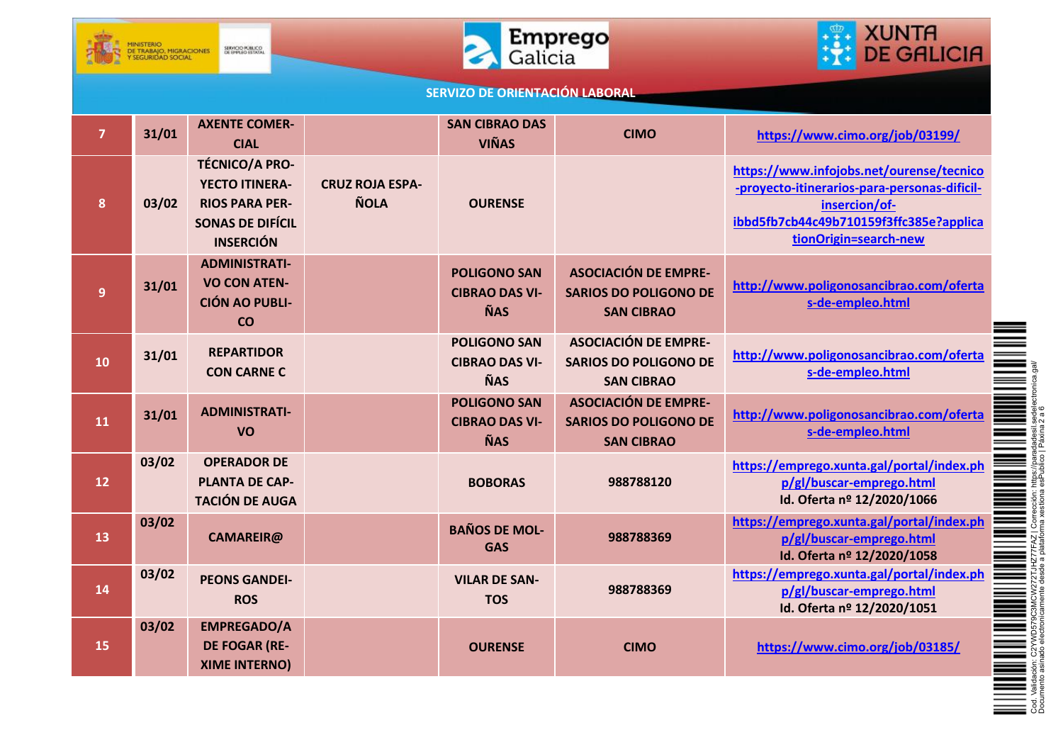SERVIZO DE ORIENTACIÓN LABORAL

| | | | | | | |
|---|---|---|---|---|---|---|
| 7 | 31/01 | AXENTE COMERCIAL | | SAN CIBRAO DAS VIÑAS | CIMO | https://www.cimo.org/job/03199/ |
| 8 | 03/02 | TÉCNICO/A PROYECTO ITINERARIOS PARA PERSONAS DE DIFÍCIL INSERCIÓN | CRUZ ROJA ESPAÑOLA | OURENSE | | https://www.infojobs.net/ourense/tecnico-proyecto-itinerarios-para-personas-dificil-insercion/of-ibbd5fb7cb44c49b710159f3ffc385e?applicationOrigin=search-new |
| 9 | 31/01 | ADMINISTRATIVO CON ATENCIÓN AO PUBLICO | | POLIGONO SAN CIBRAO DAS VIÑAS | ASOCIACIÓN DE EMPRESARIOS DO POLIGONO DE SAN CIBRAO | http://www.poligonosancibrao.com/ofertas-de-empleo.html |
| 10 | 31/01 | REPARTIDOR CON CARNE C | | POLIGONO SAN CIBRAO DAS VIÑAS | ASOCIACIÓN DE EMPRESARIOS DO POLIGONO DE SAN CIBRAO | http://www.poligonosancibrao.com/ofertas-de-empleo.html |
| 11 | 31/01 | ADMINISTRATIVO | | POLIGONO SAN CIBRAO DAS VIÑAS | ASOCIACIÓN DE EMPRESARIOS DO POLIGONO DE SAN CIBRAO | http://www.poligonosancibrao.com/ofertas-de-empleo.html |
| 12 | 03/02 | OPERADOR DE PLANTA DE CAPTACIÓN DE AUGA | | BOBORAS | 988788120 | https://emprego.xunta.gal/portal/index.php/gl/buscar-emprego.html Id. Oferta nº 12/2020/1066 |
| 13 | 03/02 | CAMAREIR@ | | BAÑOS DE MOLGAS | 988788369 | https://emprego.xunta.gal/portal/index.php/gl/buscar-emprego.html Id. Oferta nº 12/2020/1058 |
| 14 | 03/02 | PEONS GANDEIROS | | VILAR DE SANTOS | 988788369 | https://emprego.xunta.gal/portal/index.php/gl/buscar-emprego.html Id. Oferta nº 12/2020/1051 |
| 15 | 03/02 | EMPREGADO/A DE FOGAR (REXIME INTERNO) | | OURENSE | CIMO | https://www.cimo.org/job/03185/ |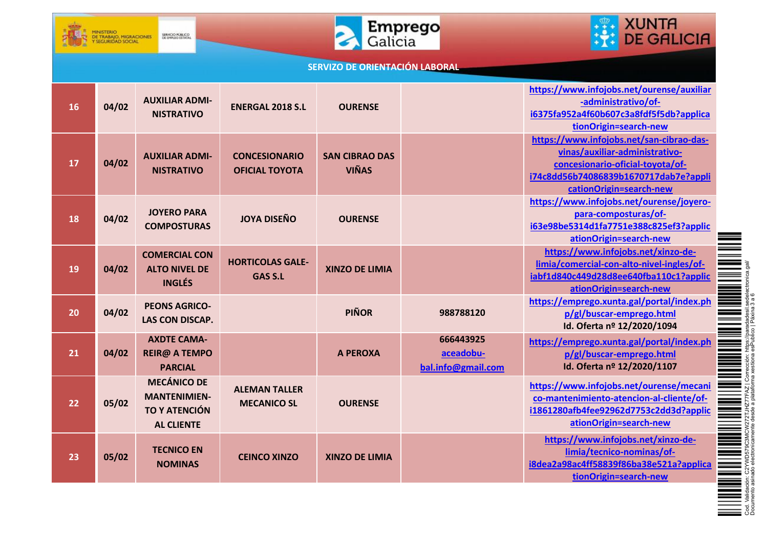SERVIZO DE ORIENTACIÓN LABORAL

| | | | | | | |
|---|---|---|---|---|---|---|
| 16 | 04/02 | AUXILIAR ADMINISTRATIVO | ENERGAL 2018 S.L | OURENSE | | https://www.infojobs.net/ourense/auxiliar-administrativo/of-i6375fa952a4f60b607c3a8fdf5f5db?applicationOrigin=search-new |
| 17 | 04/02 | AUXILIAR ADMINISTRATIVO | CONCESIONARIO OFICIAL TOYOTA | SAN CIBRAO DAS VIÑAS | | https://www.infojobs.net/san-cibrao-das-vinas/auxiliar-administrativo-concesionario-oficial-toyota/of-i74c8dd56b74086839b1670717dab7e?applicationOrigin=search-new |
| 18 | 04/02 | JOYERO PARA COMPOSTURAS | JOYA DISEÑO | OURENSE | | https://www.infojobs.net/ourense/joyero-para-composturas/of-i63e98be5314d1fa7751e388c825ef3?applicationOrigin=search-new |
| 19 | 04/02 | COMERCIAL CON ALTO NIVEL DE INGLÉS | HORTICOLAS GALEGAS S.L | XINZO DE LIMIA | | https://www.infojobs.net/xinzo-de-limia/comercial-con-alto-nivel-ingles/of-iabf1d840c449d28d8ee640fba110c1?applicationOrigin=search-new |
| 20 | 04/02 | PEONS AGRICOLAS CON DISCAP. | | PIÑOR | 988788120 | https://emprego.xunta.gal/portal/index.php/gl/buscar-emprego.html Id. Oferta nº 12/2020/1094 |
| 21 | 04/02 | AXDTE CAMAREIR@ A TEMPO PARCIAL | | A PEROXA | 666443925 aceadobubal.info@gmail.com | https://emprego.xunta.gal/portal/index.php/gl/buscar-emprego.html Id. Oferta nº 12/2020/1107 |
| 22 | 05/02 | MECÁNICO DE MANTENIMIENTO Y ATENCIÓN AL CLIENTE | ALEMAN TALLER MECANICO SL | OURENSE | | https://www.infojobs.net/ourense/mecanico-mantenimiento-atencion-al-cliente/of-i1861280afb4fee92962d7753c2dd3d?applicationOrigin=search-new |
| 23 | 05/02 | TECNICO EN NOMINAS | CEINCO XINZO | XINZO DE LIMIA | | https://www.infojobs.net/xinzo-de-limia/tecnico-nominas/of-i8dea2a98ac4ff58839f86ba38e521a?applicationOrigin=search-new |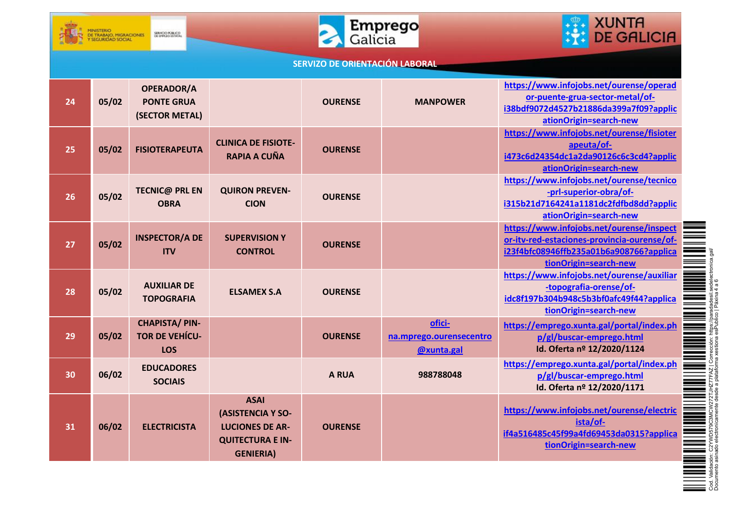SERVIZO DE ORIENTACIÓN LABORAL

| | | | | | | |
|---|---|---|---|---|---|---|
| 24 | 05/02 | OPERADOR/A PONTE GRUA (SECTOR METAL) | | OURENSE | MANPOWER | https://www.infojobs.net/ourense/operador-puente-grua-sector-metal/of-i38bdf9072d4527b21886da399a7f09?applicationOrigin=search-new |
| 25 | 05/02 | FISIOTERAPEUTA | CLINICA DE FISIOTERAPIA A CUÑA | OURENSE | | https://www.infojobs.net/ourense/fisioterapeuta/of-i473c6d24354dc1a2da90126c6c3cd4?applicationOrigin=search-new |
| 26 | 05/02 | TECNIC@ PRL EN OBRA | QUIRON PREVENCION | OURENSE | | https://www.infojobs.net/ourense/tecnico-prl-superior-obra/of-i315b21d7164241a1181dc2fdfbd8dd?applicationOrigin=search-new |
| 27 | 05/02 | INSPECTOR/A DE ITV | SUPERVISION Y CONTROL | OURENSE | | https://www.infojobs.net/ourense/inspector-itv-red-estaciones-provincia-ourense/of-i23f4bfc08946ffb235a01b6a908766?applicationOrigin=search-new |
| 28 | 05/02 | AUXILIAR DE TOPOGRAFIA | ELSAMEX S.A | OURENSE | | https://www.infojobs.net/ourense/auxiliar-topografia-orense/of-idc8f197b304b948c5b3bf0afc49f44?applicationOrigin=search-new |
| 29 | 05/02 | CHAPISTA/ PINTOR DE VEHÍCULOS | | OURENSE | oficina.mprego.ourensecentro@xunta.gal | https://emprego.xunta.gal/portal/index.php/gl/buscar-emprego.html Id. Oferta nº 12/2020/1124 |
| 30 | 06/02 | EDUCADORES SOCIAIS | | A RUA | 988788048 | https://emprego.xunta.gal/portal/index.php/gl/buscar-emprego.html Id. Oferta nº 12/2020/1171 |
| 31 | 06/02 | ELECTRICISTA | ASAI (ASISTENCIA Y SOLUCIONES DE ARQUITECTURA E INGENIERIA) | OURENSE | | https://www.infojobs.net/ourense/electricista/of-if4a516485c45f99a4fd69453da0315?applicationOrigin=search-new |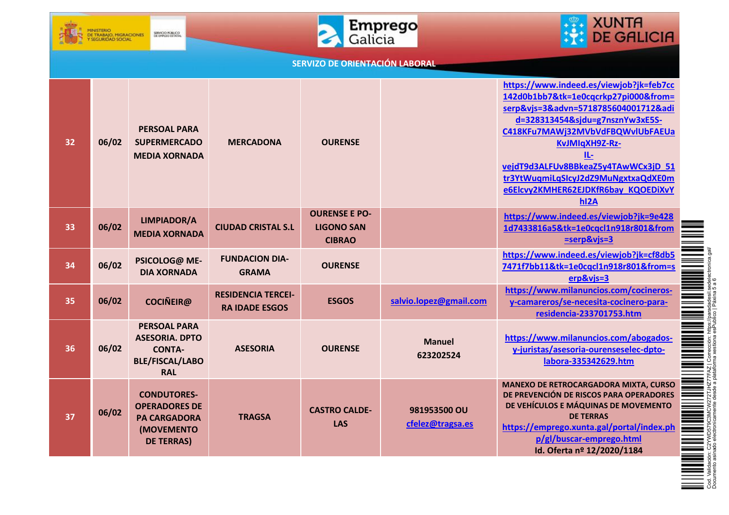**SERVIZO DE ORIENTACIÓN LABORAL**

| | | | | | | |
|---|---|---|---|---|---|---|
| 32 | 06/02 | PERSOAL PARA SUPERMERCADO MEDIA XORNADA | MERCADONA | OURENSE | | https://www.indeed.es/viewjob?jk=feb7cc142d0b1bb7&tk=1e0cqcrkp27pi000&from=serp&vjs=3&advn=5718785604001712&adid=328313454&sjdu=g7nsznYw3xE5S-C418KFu7MAWj32MVbVdFBQWvlUbFAEUaKvJMIqXH9Z-Rz-IL-vejdT9d3ALFUv8BBkeaZ5y4TAwWCx3jD_51tr3YtWuqmiLqSIcyJ2dZ9MuNgxtxaQdXE0me6Elcvy2KMHER62EJDKfR6bay_KQOEDiXvYhI2A |
| 33 | 06/02 | LIMPIADOR/A MEDIA XORNADA | CIUDAD CRISTAL S.L | OURENSE E POLIGONO SAN CIBRAO | | https://www.indeed.es/viewjob?jk=9e4281d7433816a5&tk=1e0cqcl1n918r801&from=serp&vjs=3 |
| 34 | 06/02 | PSICOLOG@ MEDIA XORNADA | FUNDACION DIAGRAMA | OURENSE | | https://www.indeed.es/viewjob?jk=cf8db57471f7bb11&tk=1e0cqcl1n918r801&from=serp&vjs=3 |
| 35 | 06/02 | COCIÑEIR@ | RESIDENCIA TERCEIRA IDADE ESGOS | ESGOS | salvio.lopez@gmail.com | https://www.milanuncios.com/cocineros-y-camareros/se-necesita-cocinero-para-residencia-233701753.htm |
| 36 | 06/02 | PERSOAL PARA ASESORIA. DPTO CONTABLE/FISCAL/LABORAL | ASESORIA | OURENSE | Manuel 623202524 | https://www.milanuncios.com/abogados-y-juristas/asesoria-ourenseselec-dpto-labora-335342629.htm |
| 37 | 06/02 | CONDUTORES-OPERADORES DE PA CARGADORA (MOVEMENTO DE TERRAS) | TRAGSA | CASTRO CALDELAS | 981953500 OU cfelez@tragsa.es | MANEXO DE RETROCARGADORA MIXTA, CURSO DE PREVENCIÓN DE RISCOS PARA OPERADORES DE VEHÍCULOS E MÁQUINAS DE MOVEMENTO DE TERRAS https://emprego.xunta.gal/portal/index.php/gl/buscar-emprego.html Id. Oferta nº 12/2020/1184 |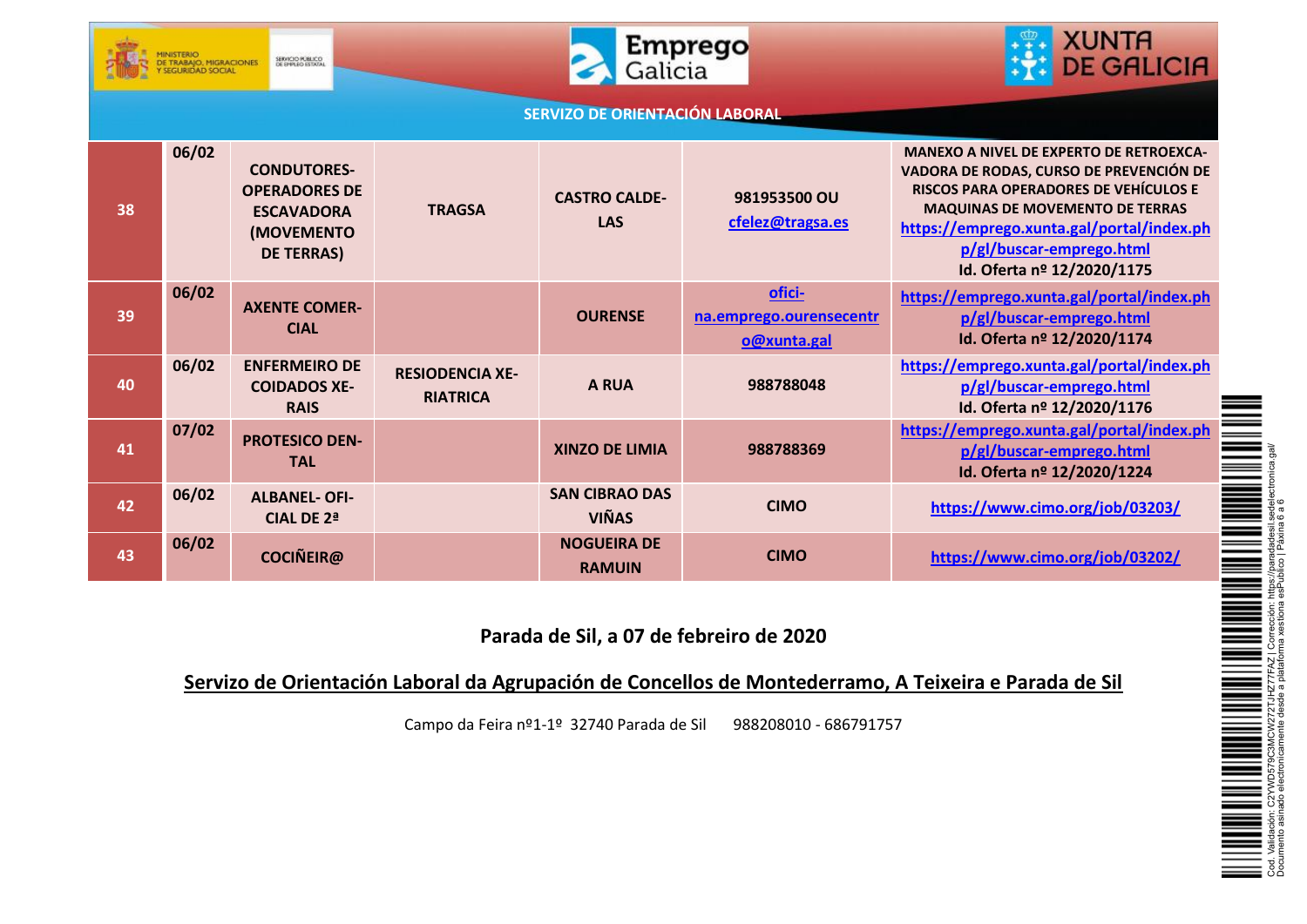**SERVIZO DE ORIENTACIÓN LABORAL**

| | | | | | | |
|---|---|---|---|---|---|---|
| 38 | 06/02 | CONDUTORES-OPERADORES DE ESCAVADORA (MOVEMENTO DE TERRAS) | TRAGSA | CASTRO CALDELAS | 981953500 OU cfelez@tragsa.es | MANEXO A NIVEL DE EXPERTO DE RETROEXCAVADORA DE RODAS, CURSO DE PREVENCIÓN DE RISCOS PARA OPERADORES DE VEHÍCULOS E MAQUINAS DE MOVEMENTO DE TERRAS https://emprego.xunta.gal/portal/index.php/gl/buscar-emprego.html Id. Oferta nº 12/2020/1175 |
| 39 | 06/02 | AXENTE COMERCIAL | | OURENSE | oficina.emprego.ourensecentro@xunta.gal | https://emprego.xunta.gal/portal/index.php/gl/buscar-emprego.html Id. Oferta nº 12/2020/1174 |
| 40 | 06/02 | ENFERMEIRO DE COIDADOS XERAIS | RESIODENCIA XERIATRICA | A RUA | 988788048 | https://emprego.xunta.gal/portal/index.php/gl/buscar-emprego.html Id. Oferta nº 12/2020/1176 |
| 41 | 07/02 | PROTESICO DENTAL | | XINZO DE LIMIA | 988788369 | https://emprego.xunta.gal/portal/index.php/gl/buscar-emprego.html Id. Oferta nº 12/2020/1224 |
| 42 | 06/02 | ALBANEL- OFICIAL DE 2ª | | SAN CIBRAO DAS VIÑAS | CIMO | https://www.cimo.org/job/03203/ |
| 43 | 06/02 | COCIÑEIR@ | | NOGUEIRA DE RAMUIN | CIMO | https://www.cimo.org/job/03202/ |

**Parada de Sil, a 07 de febreiro de 2020**

**Servizo de Orientación Laboral da Agrupación de Concellos de Montederramo, A Teixeira e Parada de Sil**

Campo da Feira nº1-1º 32740 Parada de Sil 988208010 - 686791757